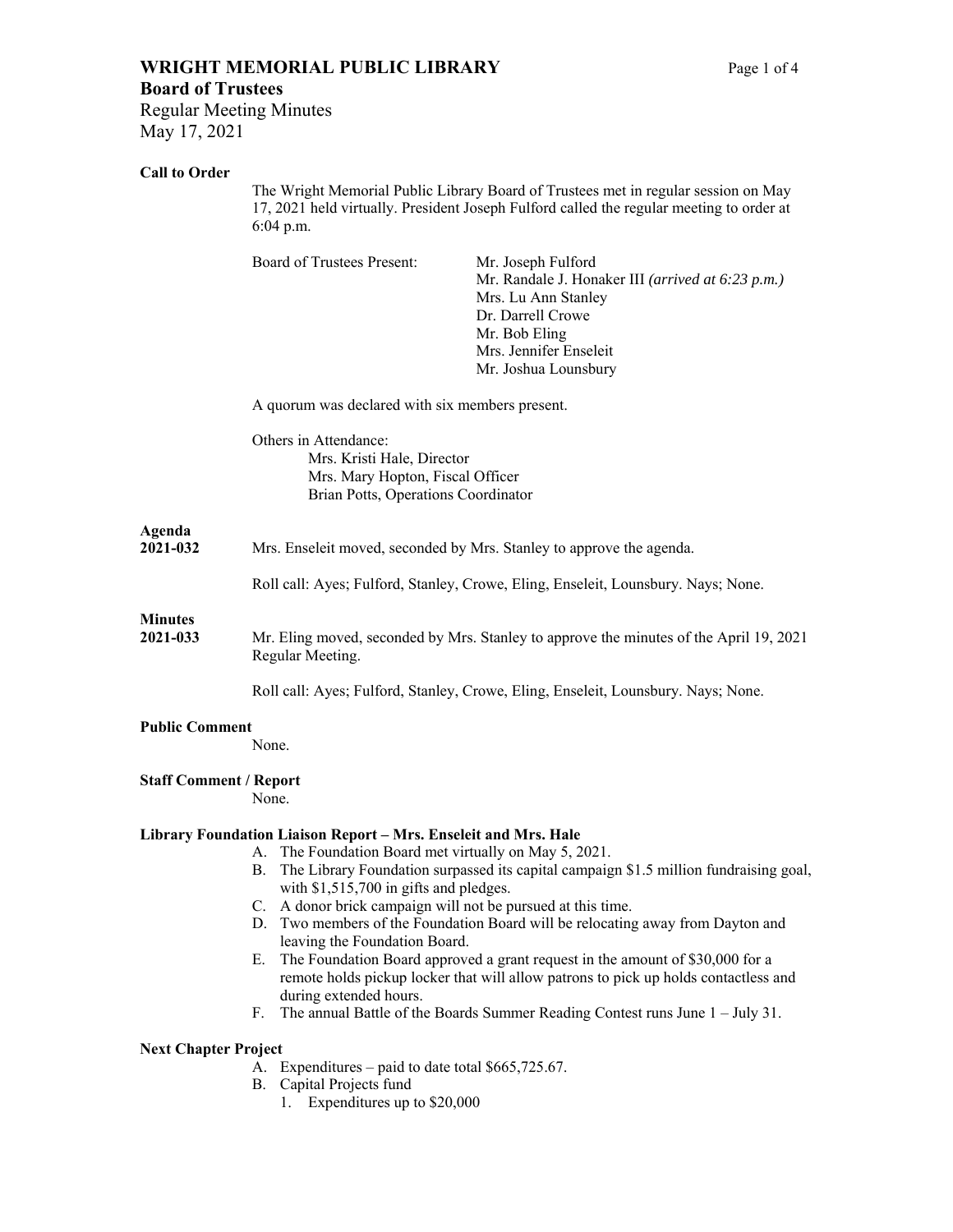# WRIGHT MEMORIAL PUBLIC LIBRARY

## Board of Trustees

Regular Meeting Minutes
May 17, 2021

**Call to Order**

The Wright Memorial Public Library Board of Trustees met in regular session on May 17, 2021 held virtually. President Joseph Fulford called the regular meeting to order at 6:04 p.m.

Board of Trustees Present:
- Mr. Joseph Fulford
- Mr. Randale J. Honaker III *(arrived at 6:23 p.m.)*
- Mrs. Lu Ann Stanley
- Dr. Darrell Crowe
- Mr. Bob Eling
- Mrs. Jennifer Enseleit
- Mr. Joshua Lounsbury

A quorum was declared with six members present.

Others in Attendance:
- Mrs. Kristi Hale, Director
- Mrs. Mary Hopton, Fiscal Officer
- Brian Potts, Operations Coordinator

**Agenda**

**2021-032** Mrs. Enseleit moved, seconded by Mrs. Stanley to approve the agenda.

Roll call: Ayes; Fulford, Stanley, Crowe, Eling, Enseleit, Lounsbury. Nays; None.

**Minutes**

**2021-033** Mr. Eling moved, seconded by Mrs. Stanley to approve the minutes of the April 19, 2021 Regular Meeting.

Roll call: Ayes; Fulford, Stanley, Crowe, Eling, Enseleit, Lounsbury. Nays; None.

**Public Comment**

None.

**Staff Comment / Report**

None.

**Library Foundation Liaison Report – Mrs. Enseleit and Mrs. Hale**

A. The Foundation Board met virtually on May 5, 2021.
B. The Library Foundation surpassed its capital campaign $1.5 million fundraising goal, with $1,515,700 in gifts and pledges.
C. A donor brick campaign will not be pursued at this time.
D. Two members of the Foundation Board will be relocating away from Dayton and leaving the Foundation Board.
E. The Foundation Board approved a grant request in the amount of $30,000 for a remote holds pickup locker that will allow patrons to pick up holds contactless and during extended hours.
F. The annual Battle of the Boards Summer Reading Contest runs June 1 – July 31.

**Next Chapter Project**

A. Expenditures – paid to date total $665,725.67.
B. Capital Projects fund
   1. Expenditures up to $20,000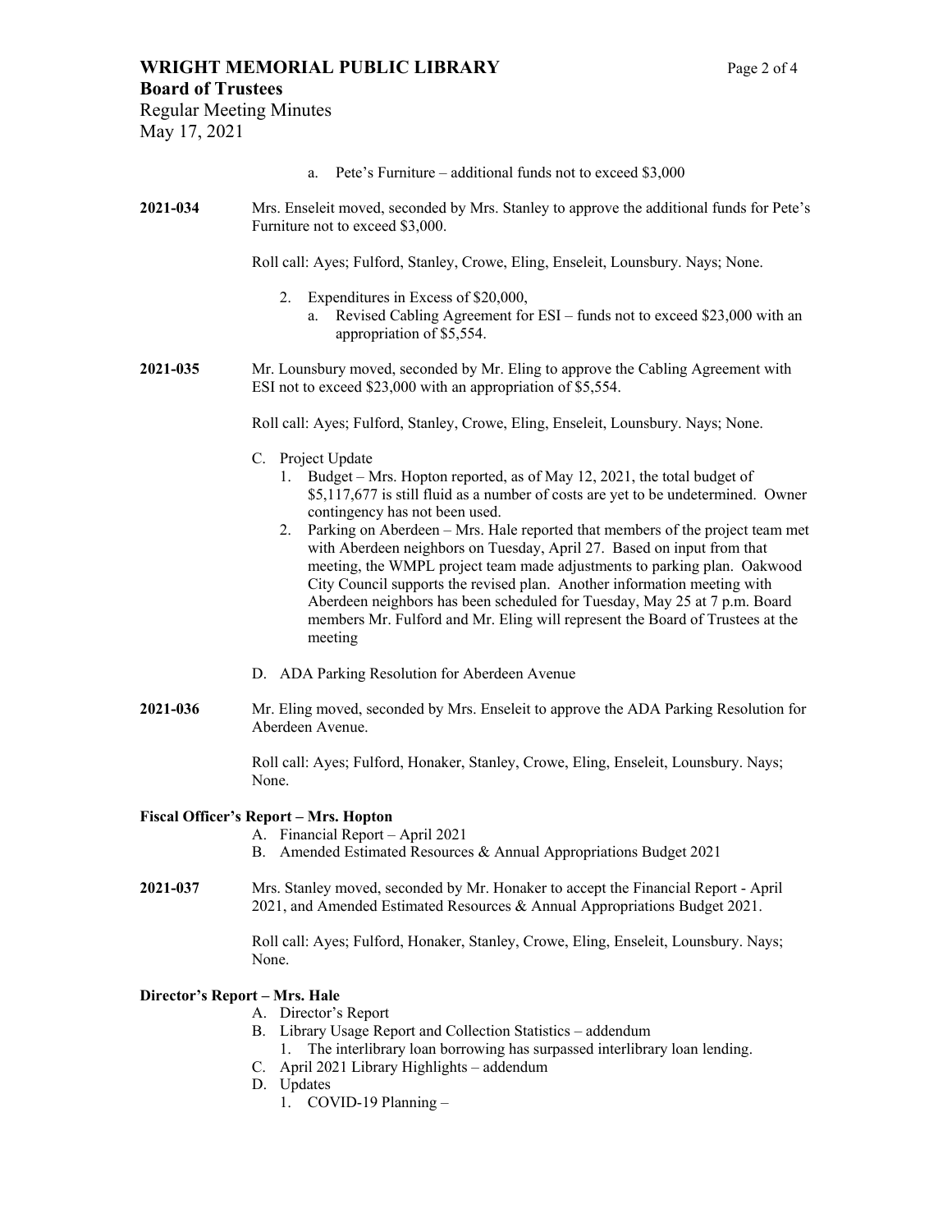a. Pete's Furniture – additional funds not to exceed $3,000

**2021-034** Mrs. Enseleit moved, seconded by Mrs. Stanley to approve the additional funds for Pete's Furniture not to exceed $3,000.

Roll call: Ayes; Fulford, Stanley, Crowe, Eling, Enseleit, Lounsbury. Nays; None.

2. Expenditures in Excess of $20,000,
   a. Revised Cabling Agreement for ESI – funds not to exceed $23,000 with an appropriation of $5,554.

**2021-035** Mr. Lounsbury moved, seconded by Mr. Eling to approve the Cabling Agreement with ESI not to exceed $23,000 with an appropriation of $5,554.

Roll call: Ayes; Fulford, Stanley, Crowe, Eling, Enseleit, Lounsbury. Nays; None.

C. Project Update
   1. Budget – Mrs. Hopton reported, as of May 12, 2021, the total budget of $5,117,677 is still fluid as a number of costs are yet to be undetermined. Owner contingency has not been used.
   2. Parking on Aberdeen – Mrs. Hale reported that members of the project team met with Aberdeen neighbors on Tuesday, April 27. Based on input from that meeting, the WMPL project team made adjustments to parking plan. Oakwood City Council supports the revised plan. Another information meeting with Aberdeen neighbors has been scheduled for Tuesday, May 25 at 7 p.m. Board members Mr. Fulford and Mr. Eling will represent the Board of Trustees at the meeting

D. ADA Parking Resolution for Aberdeen Avenue

**2021-036** Mr. Eling moved, seconded by Mrs. Enseleit to approve the ADA Parking Resolution for Aberdeen Avenue.

Roll call: Ayes; Fulford, Honaker, Stanley, Crowe, Eling, Enseleit, Lounsbury. Nays; None.

**Fiscal Officer's Report – Mrs. Hopton**

A. Financial Report – April 2021
B. Amended Estimated Resources & Annual Appropriations Budget 2021

**2021-037** Mrs. Stanley moved, seconded by Mr. Honaker to accept the Financial Report - April 2021, and Amended Estimated Resources & Annual Appropriations Budget 2021.

Roll call: Ayes; Fulford, Honaker, Stanley, Crowe, Eling, Enseleit, Lounsbury. Nays; None.

**Director's Report – Mrs. Hale**

A. Director's Report
B. Library Usage Report and Collection Statistics – addendum
   1. The interlibrary loan borrowing has surpassed interlibrary loan lending.
C. April 2021 Library Highlights – addendum
D. Updates
   1. COVID-19 Planning –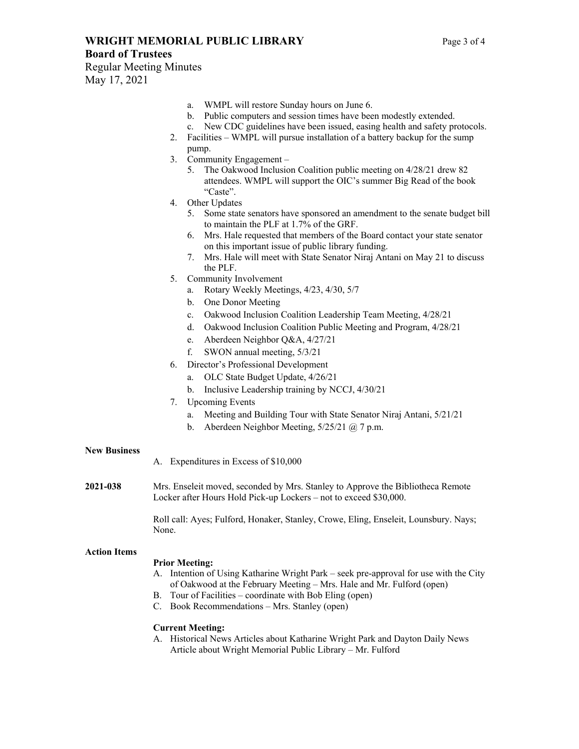a. WMPL will restore Sunday hours on June 6.
   b. Public computers and session times have been modestly extended.
   c. New CDC guidelines have been issued, easing health and safety protocols.
2. Facilities – WMPL will pursue installation of a battery backup for the sump pump.
3. Community Engagement –
   5. The Oakwood Inclusion Coalition public meeting on 4/28/21 drew 82 attendees. WMPL will support the OIC's summer Big Read of the book "Caste".
4. Other Updates
   5. Some state senators have sponsored an amendment to the senate budget bill to maintain the PLF at 1.7% of the GRF.
   6. Mrs. Hale requested that members of the Board contact your state senator on this important issue of public library funding.
   7. Mrs. Hale will meet with State Senator Niraj Antani on May 21 to discuss the PLF.
5. Community Involvement
   a. Rotary Weekly Meetings, 4/23, 4/30, 5/7
   b. One Donor Meeting
   c. Oakwood Inclusion Coalition Leadership Team Meeting, 4/28/21
   d. Oakwood Inclusion Coalition Public Meeting and Program, 4/28/21
   e. Aberdeen Neighbor Q&A, 4/27/21
   f. SWON annual meeting, 5/3/21
6. Director's Professional Development
   a. OLC State Budget Update, 4/26/21
   b. Inclusive Leadership training by NCCJ, 4/30/21
7. Upcoming Events
   a. Meeting and Building Tour with State Senator Niraj Antani, 5/21/21
   b. Aberdeen Neighbor Meeting, 5/25/21 @ 7 p.m.

**New Business**

A. Expenditures in Excess of $10,000

**2021-038** Mrs. Enseleit moved, seconded by Mrs. Stanley to Approve the Bibliotheca Remote Locker after Hours Hold Pick-up Lockers – not to exceed $30,000.

Roll call: Ayes; Fulford, Honaker, Stanley, Crowe, Eling, Enseleit, Lounsbury. Nays; None.

**Action Items**

**Prior Meeting:**

A. Intention of Using Katharine Wright Park – seek pre-approval for use with the City of Oakwood at the February Meeting – Mrs. Hale and Mr. Fulford (open)
B. Tour of Facilities – coordinate with Bob Eling (open)
C. Book Recommendations – Mrs. Stanley (open)

**Current Meeting:**

A. Historical News Articles about Katharine Wright Park and Dayton Daily News Article about Wright Memorial Public Library – Mr. Fulford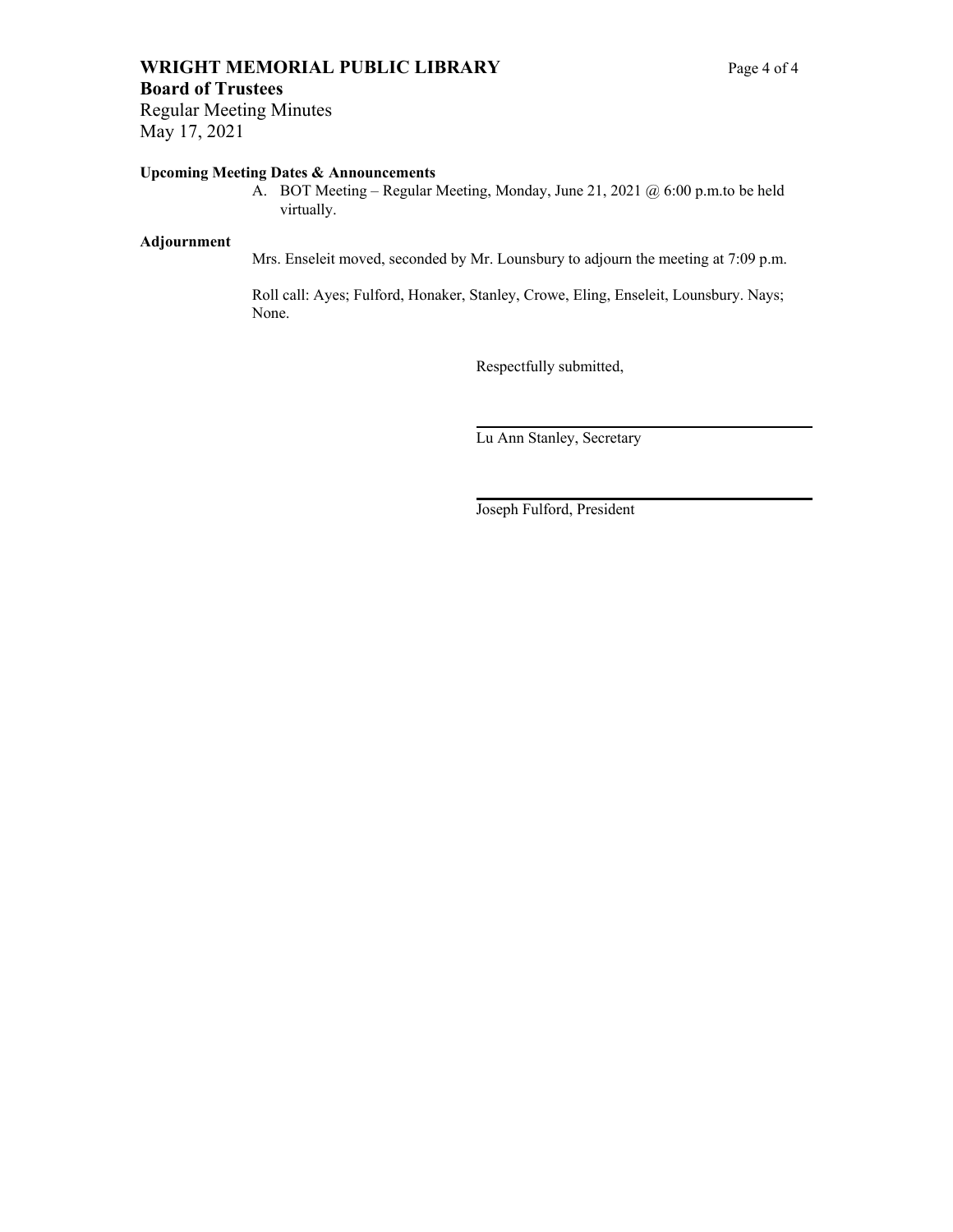**WRIGHT MEMORIAL PUBLIC LIBRARY**
**Board of Trustees**
Regular Meeting Minutes
May 17, 2021

**Upcoming Meeting Dates & Announcements**

A. BOT Meeting – Regular Meeting, Monday, June 21, 2021 @ 6:00 p.m.to be held virtually.

**Adjournment**

Mrs. Enseleit moved, seconded by Mr. Lounsbury to adjourn the meeting at 7:09 p.m.

Roll call: Ayes; Fulford, Honaker, Stanley, Crowe, Eling, Enseleit, Lounsbury. Nays; None.

Respectfully submitted,

Lu Ann Stanley, Secretary

Joseph Fulford, President